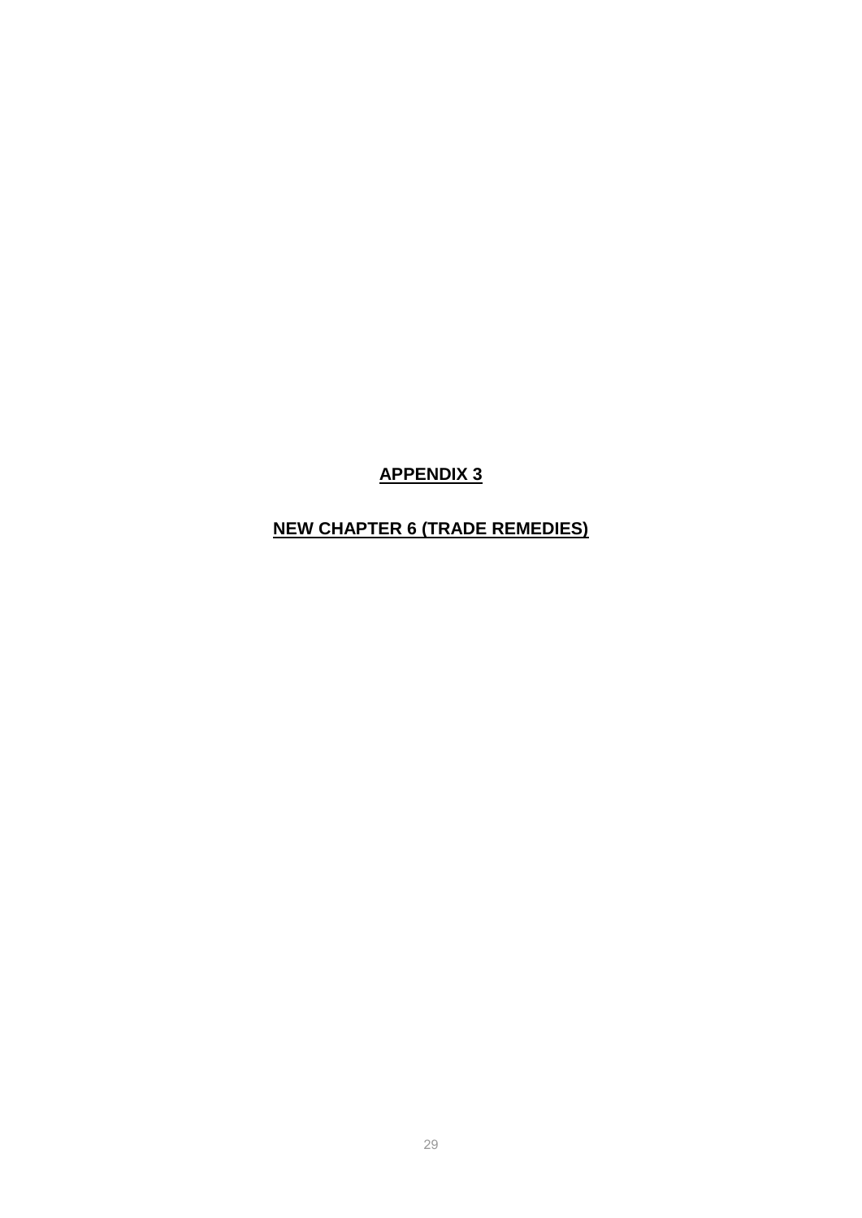# APPENDIX 3

## NEW CHAPTER 6 (TRADE REMEDIES)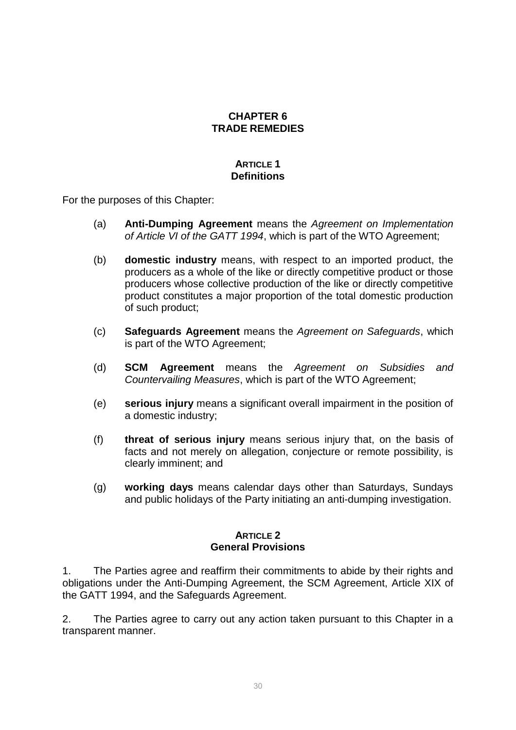# CHAPTER 6
# TRADE REMEDIES

## ARTICLE 1
## Definitions

For the purposes of this Chapter:

(a) **Anti-Dumping Agreement** means the *Agreement on Implementation of Article VI of the GATT 1994*, which is part of the WTO Agreement;

(b) **domestic industry** means, with respect to an imported product, the producers as a whole of the like or directly competitive product or those producers whose collective production of the like or directly competitive product constitutes a major proportion of the total domestic production of such product;

(c) **Safeguards Agreement** means the *Agreement on Safeguards*, which is part of the WTO Agreement;

(d) **SCM Agreement** means the *Agreement on Subsidies and Countervailing Measures*, which is part of the WTO Agreement;

(e) **serious injury** means a significant overall impairment in the position of a domestic industry;

(f) **threat of serious injury** means serious injury that, on the basis of facts and not merely on allegation, conjecture or remote possibility, is clearly imminent; and

(g) **working days** means calendar days other than Saturdays, Sundays and public holidays of the Party initiating an anti-dumping investigation.

## ARTICLE 2
## General Provisions

1. The Parties agree and reaffirm their commitments to abide by their rights and obligations under the Anti-Dumping Agreement, the SCM Agreement, Article XIX of the GATT 1994, and the Safeguards Agreement.

2. The Parties agree to carry out any action taken pursuant to this Chapter in a transparent manner.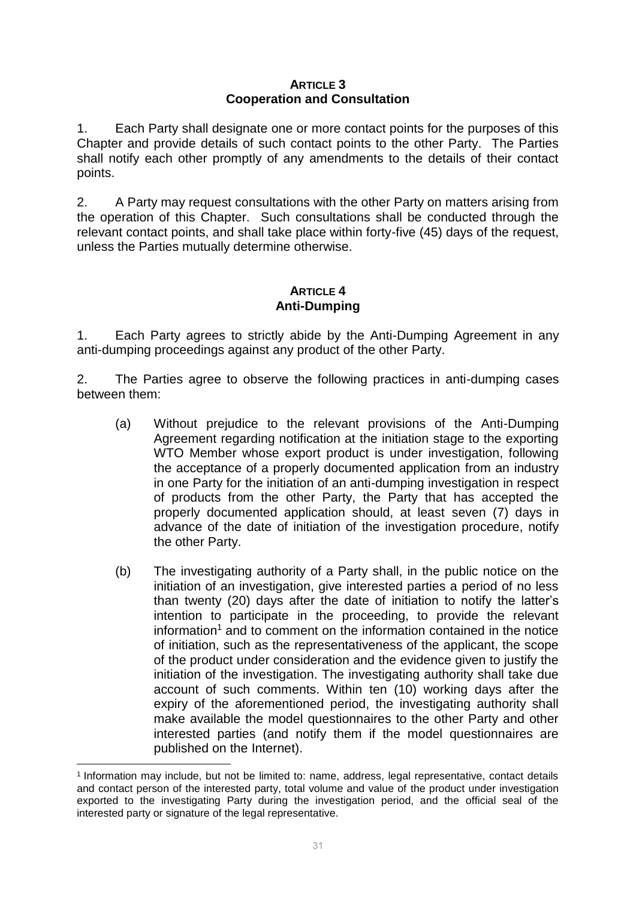### ARTICLE 3
### Cooperation and Consultation

1. Each Party shall designate one or more contact points for the purposes of this Chapter and provide details of such contact points to the other Party. The Parties shall notify each other promptly of any amendments to the details of their contact points.

2. A Party may request consultations with the other Party on matters arising from the operation of this Chapter. Such consultations shall be conducted through the relevant contact points, and shall take place within forty-five (45) days of the request, unless the Parties mutually determine otherwise.

### ARTICLE 4
### Anti-Dumping

1. Each Party agrees to strictly abide by the Anti-Dumping Agreement in any anti-dumping proceedings against any product of the other Party.

2. The Parties agree to observe the following practices in anti-dumping cases between them:

   (a) Without prejudice to the relevant provisions of the Anti-Dumping Agreement regarding notification at the initiation stage to the exporting WTO Member whose export product is under investigation, following the acceptance of a properly documented application from an industry in one Party for the initiation of an anti-dumping investigation in respect of products from the other Party, the Party that has accepted the properly documented application should, at least seven (7) days in advance of the date of initiation of the investigation procedure, notify the other Party.

   (b) The investigating authority of a Party shall, in the public notice on the initiation of an investigation, give interested parties a period of no less than twenty (20) days after the date of initiation to notify the latter's intention to participate in the proceeding, to provide the relevant information[1] and to comment on the information contained in the notice of initiation, such as the representativeness of the applicant, the scope of the product under consideration and the evidence given to justify the initiation of the investigation. The investigating authority shall take due account of such comments. Within ten (10) working days after the expiry of the aforementioned period, the investigating authority shall make available the model questionnaires to the other Party and other interested parties (and notify them if the model questionnaires are published on the Internet).

---

[1] Information may include, but not be limited to: name, address, legal representative, contact details and contact person of the interested party, total volume and value of the product under investigation exported to the investigating Party during the investigation period, and the official seal of the interested party or signature of the legal representative.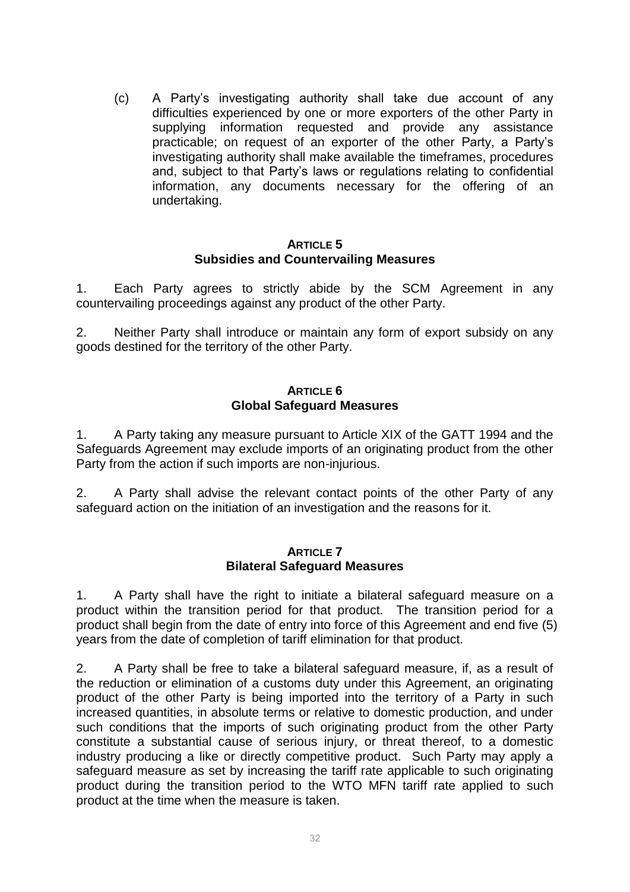(c) A Party's investigating authority shall take due account of any difficulties experienced by one or more exporters of the other Party in supplying information requested and provide any assistance practicable; on request of an exporter of the other Party, a Party's investigating authority shall make available the timeframes, procedures and, subject to that Party's laws or regulations relating to confidential information, any documents necessary for the offering of an undertaking.

### ARTICLE 5
### Subsidies and Countervailing Measures

1. Each Party agrees to strictly abide by the SCM Agreement in any countervailing proceedings against any product of the other Party.

2. Neither Party shall introduce or maintain any form of export subsidy on any goods destined for the territory of the other Party.

### ARTICLE 6
### Global Safeguard Measures

1. A Party taking any measure pursuant to Article XIX of the GATT 1994 and the Safeguards Agreement may exclude imports of an originating product from the other Party from the action if such imports are non-injurious.

2. A Party shall advise the relevant contact points of the other Party of any safeguard action on the initiation of an investigation and the reasons for it.

### ARTICLE 7
### Bilateral Safeguard Measures

1. A Party shall have the right to initiate a bilateral safeguard measure on a product within the transition period for that product. The transition period for a product shall begin from the date of entry into force of this Agreement and end five (5) years from the date of completion of tariff elimination for that product.

2. A Party shall be free to take a bilateral safeguard measure, if, as a result of the reduction or elimination of a customs duty under this Agreement, an originating product of the other Party is being imported into the territory of a Party in such increased quantities, in absolute terms or relative to domestic production, and under such conditions that the imports of such originating product from the other Party constitute a substantial cause of serious injury, or threat thereof, to a domestic industry producing a like or directly competitive product. Such Party may apply a safeguard measure as set by increasing the tariff rate applicable to such originating product during the transition period to the WTO MFN tariff rate applied to such product at the time when the measure is taken.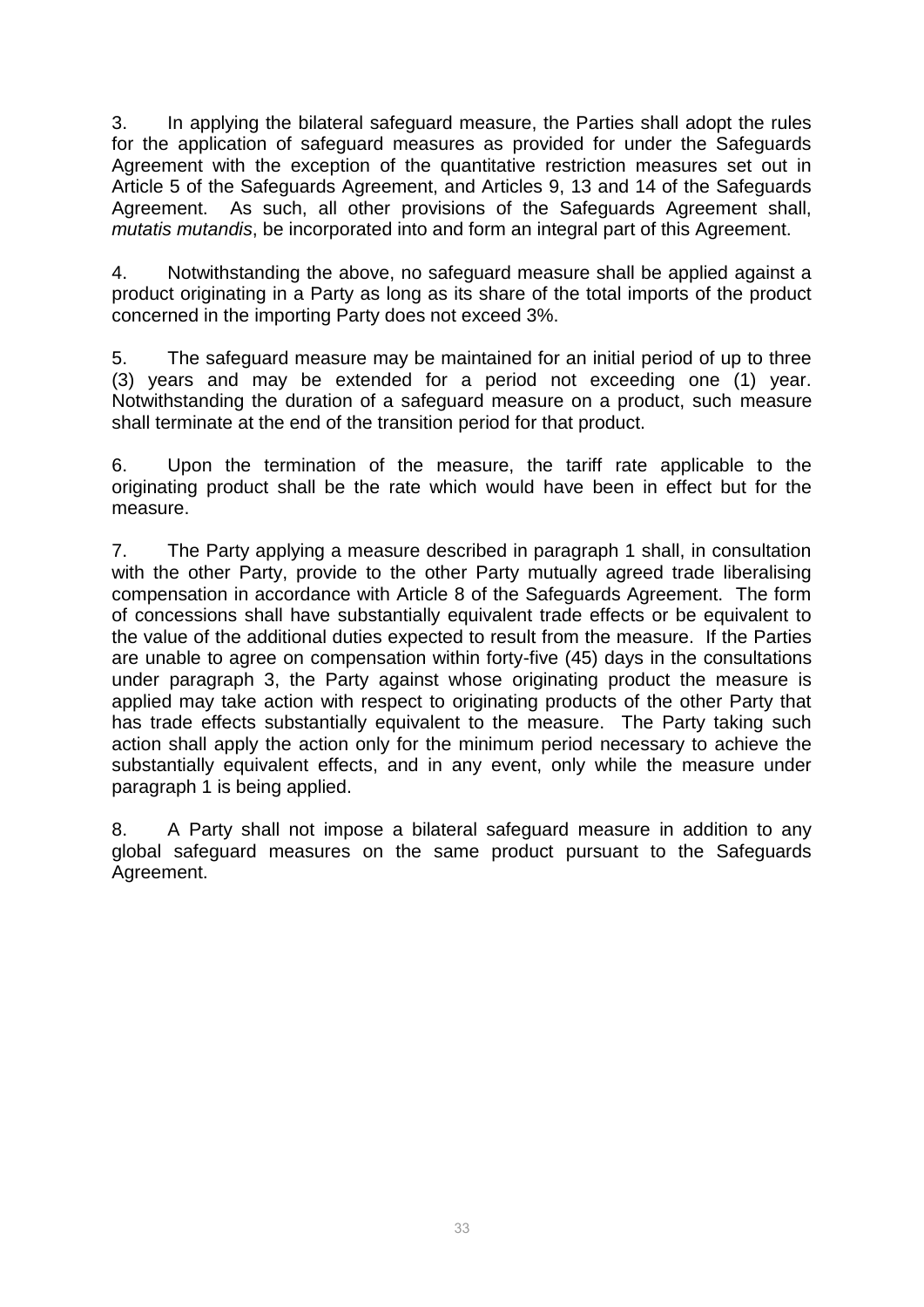3. In applying the bilateral safeguard measure, the Parties shall adopt the rules for the application of safeguard measures as provided for under the Safeguards Agreement with the exception of the quantitative restriction measures set out in Article 5 of the Safeguards Agreement, and Articles 9, 13 and 14 of the Safeguards Agreement. As such, all other provisions of the Safeguards Agreement shall, *mutatis mutandis*, be incorporated into and form an integral part of this Agreement.

4. Notwithstanding the above, no safeguard measure shall be applied against a product originating in a Party as long as its share of the total imports of the product concerned in the importing Party does not exceed 3%.

5. The safeguard measure may be maintained for an initial period of up to three (3) years and may be extended for a period not exceeding one (1) year. Notwithstanding the duration of a safeguard measure on a product, such measure shall terminate at the end of the transition period for that product.

6. Upon the termination of the measure, the tariff rate applicable to the originating product shall be the rate which would have been in effect but for the measure.

7. The Party applying a measure described in paragraph 1 shall, in consultation with the other Party, provide to the other Party mutually agreed trade liberalising compensation in accordance with Article 8 of the Safeguards Agreement. The form of concessions shall have substantially equivalent trade effects or be equivalent to the value of the additional duties expected to result from the measure. If the Parties are unable to agree on compensation within forty-five (45) days in the consultations under paragraph 3, the Party against whose originating product the measure is applied may take action with respect to originating products of the other Party that has trade effects substantially equivalent to the measure. The Party taking such action shall apply the action only for the minimum period necessary to achieve the substantially equivalent effects, and in any event, only while the measure under paragraph 1 is being applied.

8. A Party shall not impose a bilateral safeguard measure in addition to any global safeguard measures on the same product pursuant to the Safeguards Agreement.